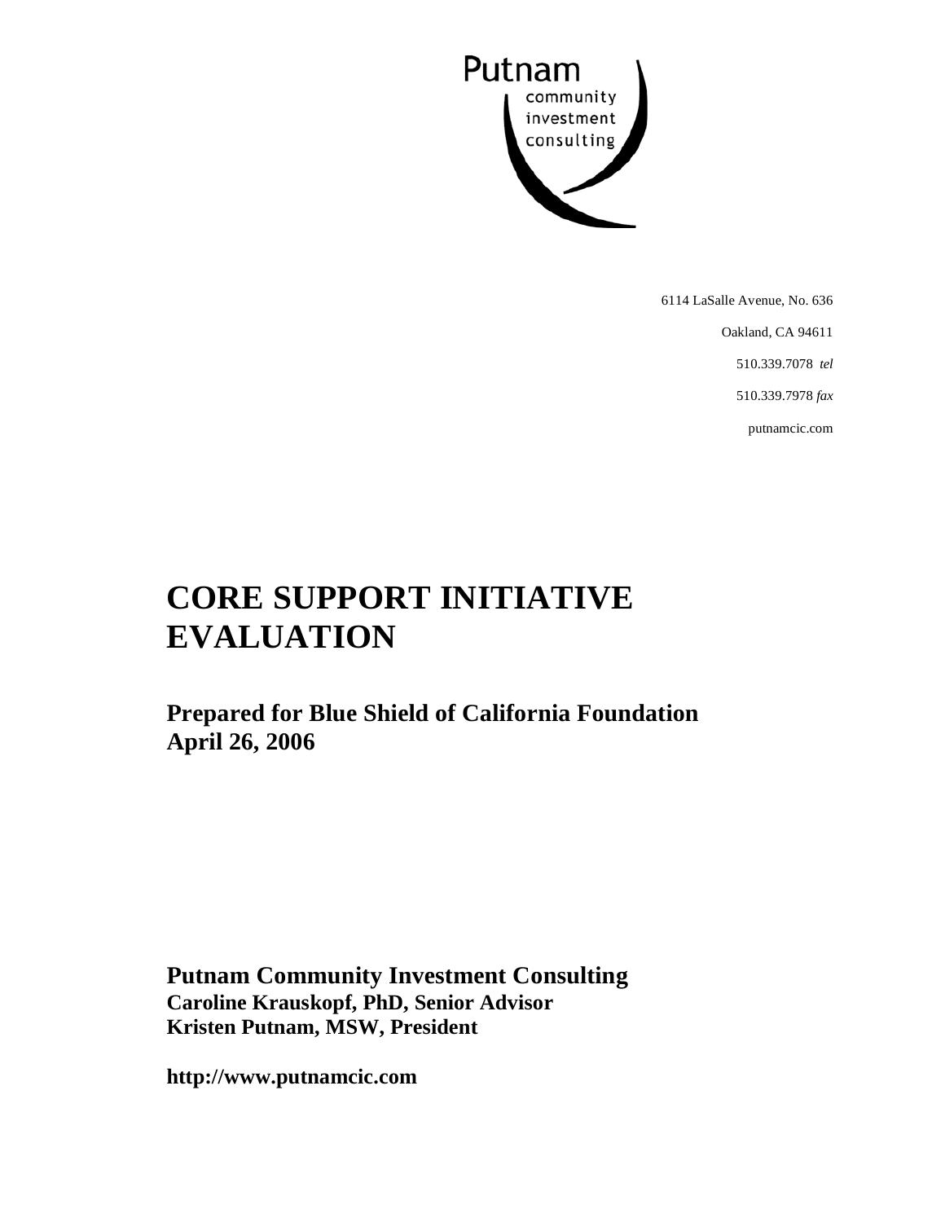Putnam
community
investment
consulting

6114 LaSalle Avenue, No. 636

Oakland, CA 94611

510.339.7078 *tel*

510.339.7978 *fax*

putnamcic.com

# CORE SUPPORT INITIATIVE EVALUATION

## Prepared for Blue Shield of California Foundation
## April 26, 2006

**Putnam Community Investment Consulting**
**Caroline Krauskopf, PhD, Senior Advisor**
**Kristen Putnam, MSW, President**

**http://www.putnamcic.com**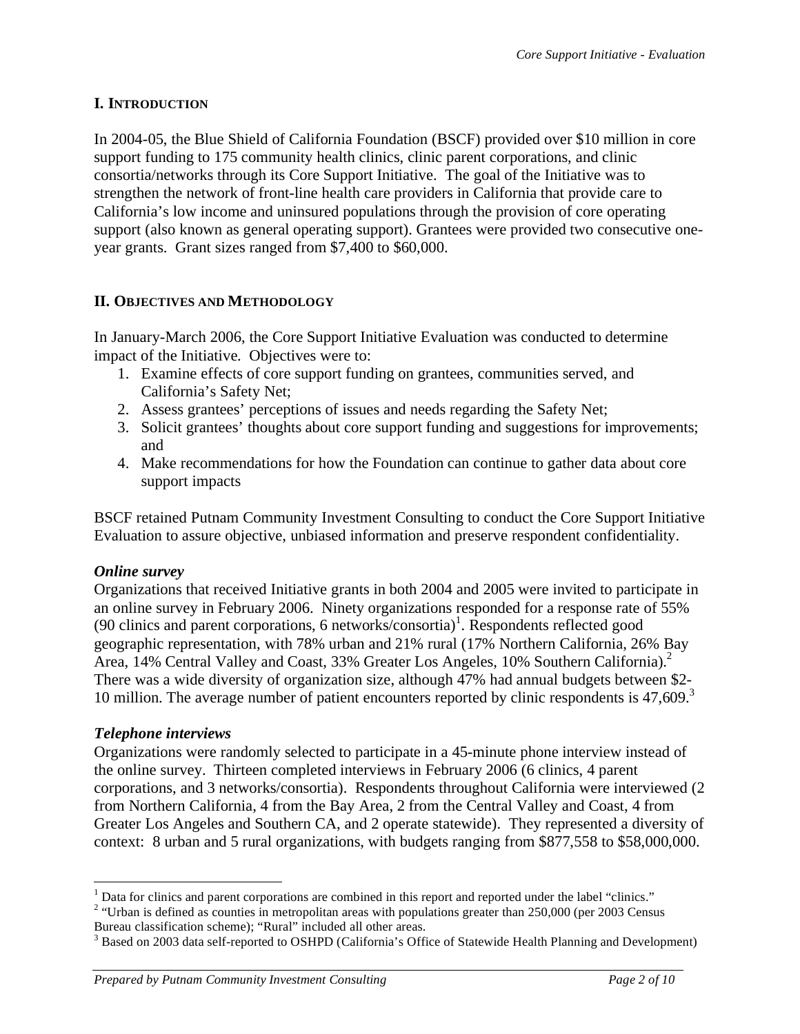## I. INTRODUCTION

In 2004-05, the Blue Shield of California Foundation (BSCF) provided over $10 million in core support funding to 175 community health clinics, clinic parent corporations, and clinic consortia/networks through its Core Support Initiative. The goal of the Initiative was to strengthen the network of front-line health care providers in California that provide care to California's low income and uninsured populations through the provision of core operating support (also known as general operating support). Grantees were provided two consecutive one-year grants. Grant sizes ranged from $7,400 to $60,000.

## II. OBJECTIVES AND METHODOLOGY

In January-March 2006, the Core Support Initiative Evaluation was conducted to determine impact of the Initiative. Objectives were to:

1. Examine effects of core support funding on grantees, communities served, and California's Safety Net;
2. Assess grantees' perceptions of issues and needs regarding the Safety Net;
3. Solicit grantees' thoughts about core support funding and suggestions for improvements; and
4. Make recommendations for how the Foundation can continue to gather data about core support impacts

BSCF retained Putnam Community Investment Consulting to conduct the Core Support Initiative Evaluation to assure objective, unbiased information and preserve respondent confidentiality.

### *Online survey*

Organizations that received Initiative grants in both 2004 and 2005 were invited to participate in an online survey in February 2006. Ninety organizations responded for a response rate of 55% (90 clinics and parent corporations, 6 networks/consortia)[1]. Respondents reflected good geographic representation, with 78% urban and 21% rural (17% Northern California, 26% Bay Area, 14% Central Valley and Coast, 33% Greater Los Angeles, 10% Southern California).[2] There was a wide diversity of organization size, although 47% had annual budgets between $2-10 million. The average number of patient encounters reported by clinic respondents is 47,609.[3]

### *Telephone interviews*

Organizations were randomly selected to participate in a 45-minute phone interview instead of the online survey. Thirteen completed interviews in February 2006 (6 clinics, 4 parent corporations, and 3 networks/consortia). Respondents throughout California were interviewed (2 from Northern California, 4 from the Bay Area, 2 from the Central Valley and Coast, 4 from Greater Los Angeles and Southern CA, and 2 operate statewide). They represented a diversity of context: 8 urban and 5 rural organizations, with budgets ranging from $877,558 to $58,000,000.

---

[1] Data for clinics and parent corporations are combined in this report and reported under the label "clinics."

[2] "Urban is defined as counties in metropolitan areas with populations greater than 250,000 (per 2003 Census Bureau classification scheme); "Rural" included all other areas.

[3] Based on 2003 data self-reported to OSHPD (California's Office of Statewide Health Planning and Development)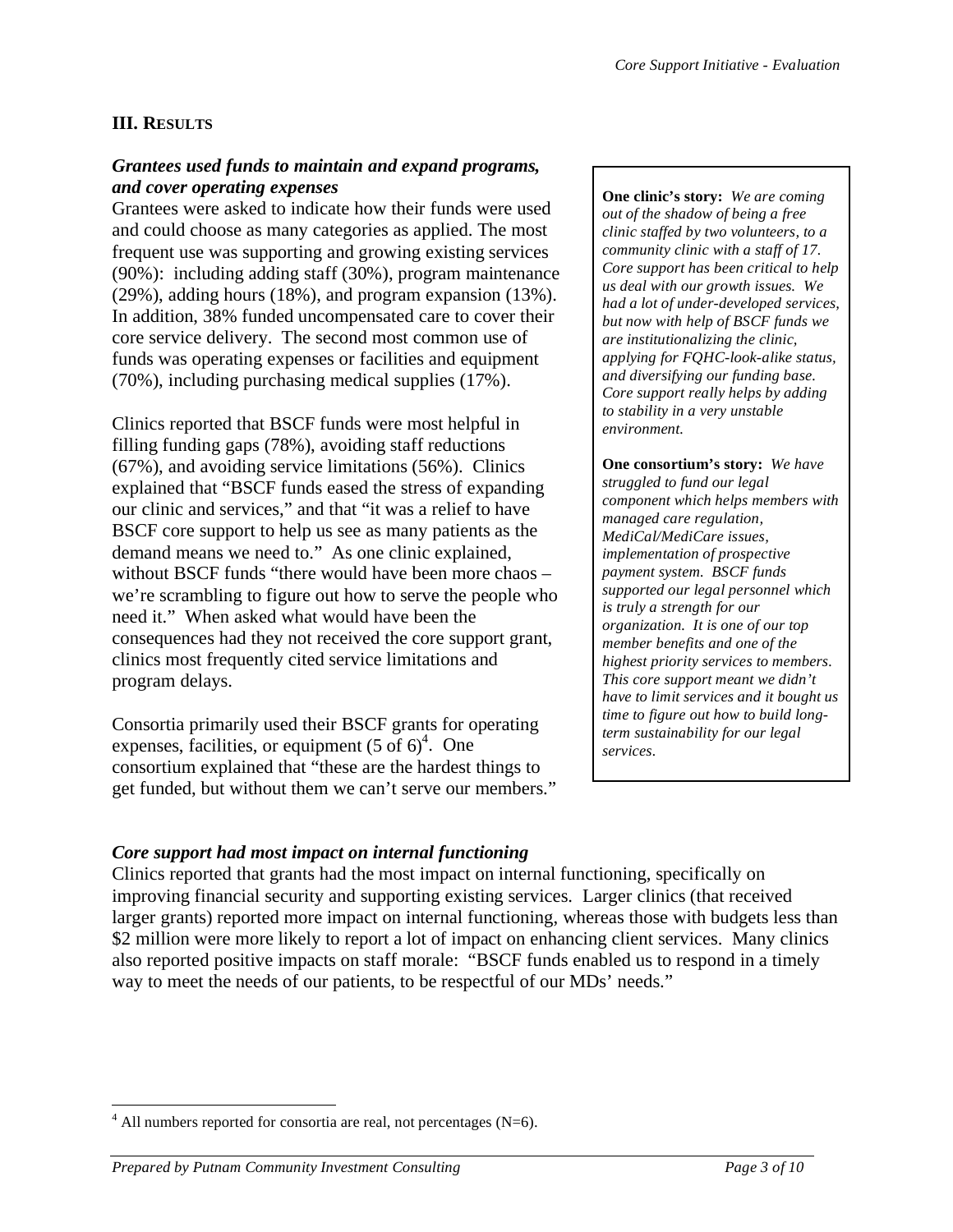## III. Results

### *Grantees used funds to maintain and expand programs, and cover operating expenses*

Grantees were asked to indicate how their funds were used and could choose as many categories as applied. The most frequent use was supporting and growing existing services (90%): including adding staff (30%), program maintenance (29%), adding hours (18%), and program expansion (13%). In addition, 38% funded uncompensated care to cover their core service delivery. The second most common use of funds was operating expenses or facilities and equipment (70%), including purchasing medical supplies (17%).

Clinics reported that BSCF funds were most helpful in filling funding gaps (78%), avoiding staff reductions (67%), and avoiding service limitations (56%). Clinics explained that "BSCF funds eased the stress of expanding our clinic and services," and that "it was a relief to have BSCF core support to help us see as many patients as the demand means we need to." As one clinic explained, without BSCF funds "there would have been more chaos – we're scrambling to figure out how to serve the people who need it." When asked what would have been the consequences had they not received the core support grant, clinics most frequently cited service limitations and program delays.

Consortia primarily used their BSCF grants for operating expenses, facilities, or equipment (5 of 6)[4]. One consortium explained that "these are the hardest things to get funded, but without them we can't serve our members."

> **One clinic's story:** *We are coming out of the shadow of being a free clinic staffed by two volunteers, to a community clinic with a staff of 17. Core support has been critical to help us deal with our growth issues. We had a lot of under-developed services, but now with help of BSCF funds we are institutionalizing the clinic, applying for FQHC-look-alike status, and diversifying our funding base. Core support really helps by adding to stability in a very unstable environment.*
>
> **One consortium's story:** *We have struggled to fund our legal component which helps members with managed care regulation, MediCal/MediCare issues, implementation of prospective payment system. BSCF funds supported our legal personnel which is truly a strength for our organization. It is one of our top member benefits and one of the highest priority services to members. This core support meant we didn't have to limit services and it bought us time to figure out how to build long-term sustainability for our legal services.*

### *Core support had most impact on internal functioning*

Clinics reported that grants had the most impact on internal functioning, specifically on improving financial security and supporting existing services. Larger clinics (that received larger grants) reported more impact on internal functioning, whereas those with budgets less than \$2 million were more likely to report a lot of impact on enhancing client services. Many clinics also reported positive impacts on staff morale: "BSCF funds enabled us to respond in a timely way to meet the needs of our patients, to be respectful of our MDs' needs."

---

[4] All numbers reported for consortia are real, not percentages (N=6).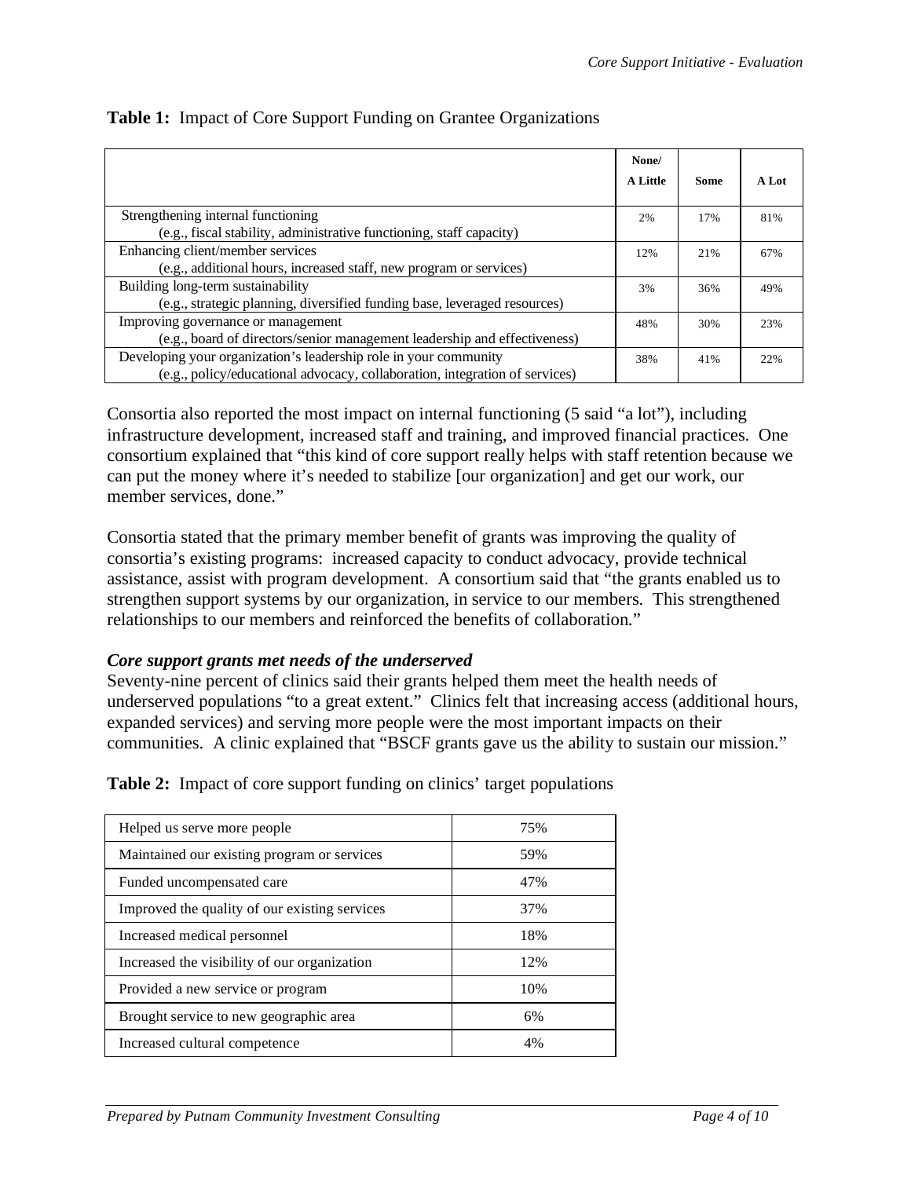**Table 1:** Impact of Core Support Funding on Grantee Organizations

| | None/ A Little | Some | A Lot |
|---|---|---|---|
| Strengthening internal functioning (e.g., fiscal stability, administrative functioning, staff capacity) | 2% | 17% | 81% |
| Enhancing client/member services (e.g., additional hours, increased staff, new program or services) | 12% | 21% | 67% |
| Building long-term sustainability (e.g., strategic planning, diversified funding base, leveraged resources) | 3% | 36% | 49% |
| Improving governance or management (e.g., board of directors/senior management leadership and effectiveness) | 48% | 30% | 23% |
| Developing your organization's leadership role in your community (e.g., policy/educational advocacy, collaboration, integration of services) | 38% | 41% | 22% |

Consortia also reported the most impact on internal functioning (5 said "a lot"), including infrastructure development, increased staff and training, and improved financial practices. One consortium explained that "this kind of core support really helps with staff retention because we can put the money where it's needed to stabilize [our organization] and get our work, our member services, done."

Consortia stated that the primary member benefit of grants was improving the quality of consortia's existing programs: increased capacity to conduct advocacy, provide technical assistance, assist with program development. A consortium said that "the grants enabled us to strengthen support systems by our organization, in service to our members. This strengthened relationships to our members and reinforced the benefits of collaboration."

***Core support grants met needs of the underserved***

Seventy-nine percent of clinics said their grants helped them meet the health needs of underserved populations "to a great extent." Clinics felt that increasing access (additional hours, expanded services) and serving more people were the most important impacts on their communities. A clinic explained that "BSCF grants gave us the ability to sustain our mission."

**Table 2:** Impact of core support funding on clinics' target populations

| | |
|---|---|
| Helped us serve more people | 75% |
| Maintained our existing program or services | 59% |
| Funded uncompensated care | 47% |
| Improved the quality of our existing services | 37% |
| Increased medical personnel | 18% |
| Increased the visibility of our organization | 12% |
| Provided a new service or program | 10% |
| Brought service to new geographic area | 6% |
| Increased cultural competence | 4% |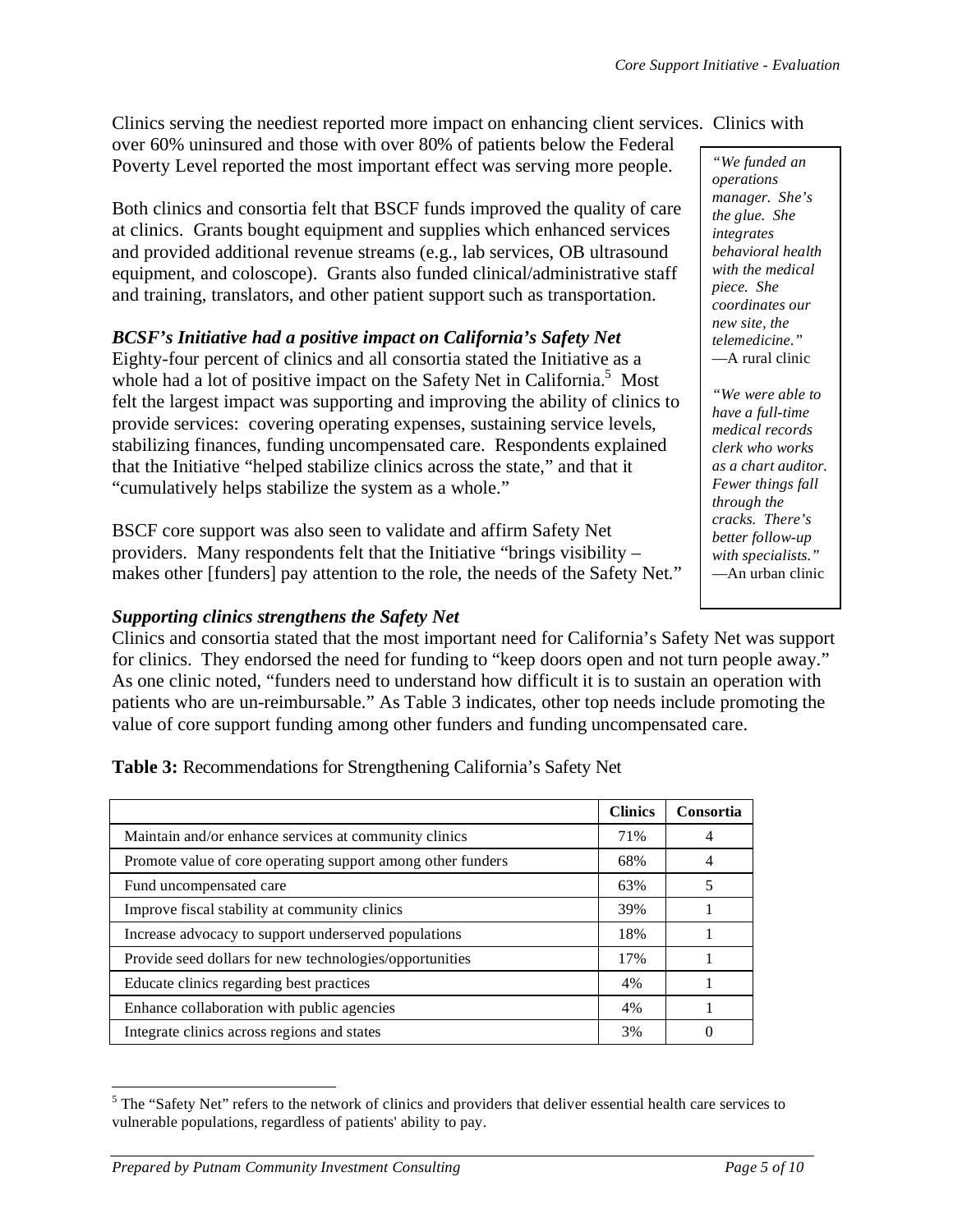Clinics serving the neediest reported more impact on enhancing client services. Clinics with over 60% uninsured and those with over 80% of patients below the Federal Poverty Level reported the most important effect was serving more people.

Both clinics and consortia felt that BSCF funds improved the quality of care at clinics. Grants bought equipment and supplies which enhanced services and provided additional revenue streams (e.g., lab services, OB ultrasound equipment, and coloscope). Grants also funded clinical/administrative staff and training, translators, and other patient support such as transportation.

> *"We funded an operations manager. She's the glue. She integrates behavioral health with the medical piece. She coordinates our new site, the telemedicine."* —A rural clinic
>
> *"We were able to have a full-time medical records clerk who works as a chart auditor. Fewer things fall through the cracks. There's better follow-up with specialists."* —An urban clinic

### *BCSF's Initiative had a positive impact on California's Safety Net*

Eighty-four percent of clinics and all consortia stated the Initiative as a whole had a lot of positive impact on the Safety Net in California.[5] Most felt the largest impact was supporting and improving the ability of clinics to provide services: covering operating expenses, sustaining service levels, stabilizing finances, funding uncompensated care. Respondents explained that the Initiative "helped stabilize clinics across the state," and that it "cumulatively helps stabilize the system as a whole."

BSCF core support was also seen to validate and affirm Safety Net providers. Many respondents felt that the Initiative "brings visibility – makes other [funders] pay attention to the role, the needs of the Safety Net."

### *Supporting clinics strengthens the Safety Net*

Clinics and consortia stated that the most important need for California's Safety Net was support for clinics. They endorsed the need for funding to "keep doors open and not turn people away." As one clinic noted, "funders need to understand how difficult it is to sustain an operation with patients who are un-reimbursable." As Table 3 indicates, other top needs include promoting the value of core support funding among other funders and funding uncompensated care.

**Table 3:** Recommendations for Strengthening California's Safety Net

| | Clinics | Consortia |
|---|---|---|
| Maintain and/or enhance services at community clinics | 71% | 4 |
| Promote value of core operating support among other funders | 68% | 4 |
| Fund uncompensated care | 63% | 5 |
| Improve fiscal stability at community clinics | 39% | 1 |
| Increase advocacy to support underserved populations | 18% | 1 |
| Provide seed dollars for new technologies/opportunities | 17% | 1 |
| Educate clinics regarding best practices | 4% | 1 |
| Enhance collaboration with public agencies | 4% | 1 |
| Integrate clinics across regions and states | 3% | 0 |

[5] The "Safety Net" refers to the network of clinics and providers that deliver essential health care services to vulnerable populations, regardless of patients' ability to pay.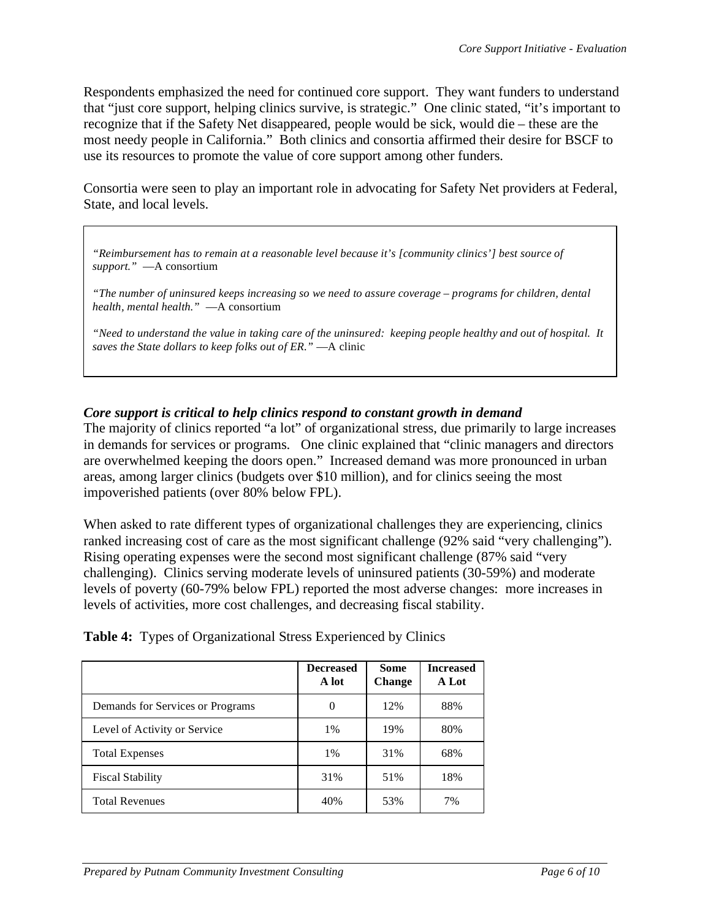Respondents emphasized the need for continued core support. They want funders to understand that "just core support, helping clinics survive, is strategic." One clinic stated, "it's important to recognize that if the Safety Net disappeared, people would be sick, would die – these are the most needy people in California." Both clinics and consortia affirmed their desire for BSCF to use its resources to promote the value of core support among other funders.

Consortia were seen to play an important role in advocating for Safety Net providers at Federal, State, and local levels.

> *"Reimbursement has to remain at a reasonable level because it's [community clinics'] best source of support."* —A consortium
>
> *"The number of uninsured keeps increasing so we need to assure coverage – programs for children, dental health, mental health."* —A consortium
>
> *"Need to understand the value in taking care of the uninsured: keeping people healthy and out of hospital. It saves the State dollars to keep folks out of ER."* —A clinic

***Core support is critical to help clinics respond to constant growth in demand***

The majority of clinics reported "a lot" of organizational stress, due primarily to large increases in demands for services or programs. One clinic explained that "clinic managers and directors are overwhelmed keeping the doors open." Increased demand was more pronounced in urban areas, among larger clinics (budgets over $10 million), and for clinics seeing the most impoverished patients (over 80% below FPL).

When asked to rate different types of organizational challenges they are experiencing, clinics ranked increasing cost of care as the most significant challenge (92% said "very challenging"). Rising operating expenses were the second most significant challenge (87% said "very challenging). Clinics serving moderate levels of uninsured patients (30-59%) and moderate levels of poverty (60-79% below FPL) reported the most adverse changes: more increases in levels of activities, more cost challenges, and decreasing fiscal stability.

**Table 4:** Types of Organizational Stress Experienced by Clinics

| | Decreased A lot | Some Change | Increased A Lot |
|---|---|---|---|
| Demands for Services or Programs | 0 | 12% | 88% |
| Level of Activity or Service | 1% | 19% | 80% |
| Total Expenses | 1% | 31% | 68% |
| Fiscal Stability | 31% | 51% | 18% |
| Total Revenues | 40% | 53% | 7% |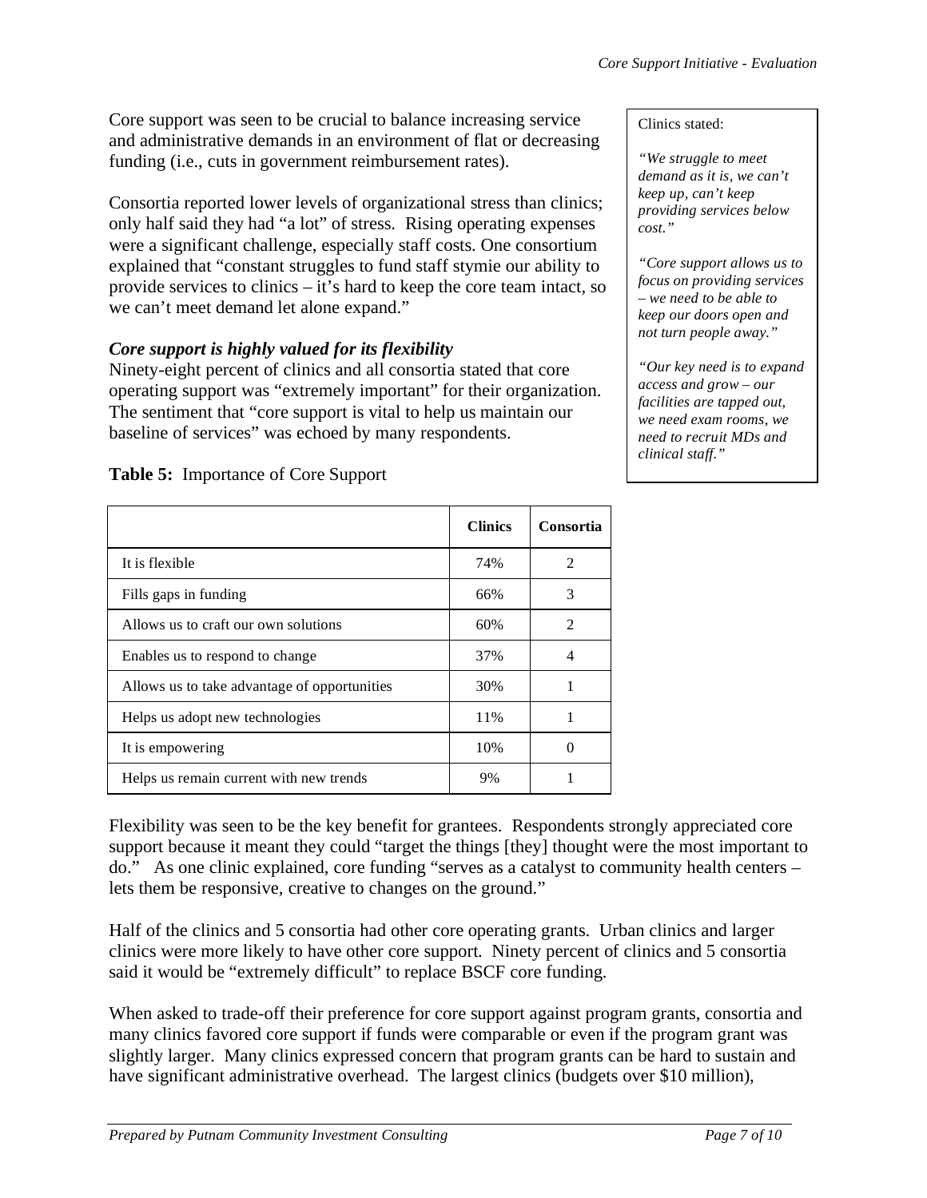Core support was seen to be crucial to balance increasing service and administrative demands in an environment of flat or decreasing funding (i.e., cuts in government reimbursement rates).

Consortia reported lower levels of organizational stress than clinics; only half said they had "a lot" of stress. Rising operating expenses were a significant challenge, especially staff costs. One consortium explained that "constant struggles to fund staff stymie our ability to provide services to clinics – it's hard to keep the core team intact, so we can't meet demand let alone expand."

> Clinics stated:
>
> *"We struggle to meet demand as it is, we can't keep up, can't keep providing services below cost."*
>
> *"Core support allows us to focus on providing services – we need to be able to keep our doors open and not turn people away."*
>
> *"Our key need is to expand access and grow – our facilities are tapped out, we need exam rooms, we need to recruit MDs and clinical staff."*

### *Core support is highly valued for its flexibility*

Ninety-eight percent of clinics and all consortia stated that core operating support was "extremely important" for their organization. The sentiment that "core support is vital to help us maintain our baseline of services" was echoed by many respondents.

**Table 5:** Importance of Core Support

| | **Clinics** | **Consortia** |
|---|---|---|
| It is flexible | 74% | 2 |
| Fills gaps in funding | 66% | 3 |
| Allows us to craft our own solutions | 60% | 2 |
| Enables us to respond to change | 37% | 4 |
| Allows us to take advantage of opportunities | 30% | 1 |
| Helps us adopt new technologies | 11% | 1 |
| It is empowering | 10% | 0 |
| Helps us remain current with new trends | 9% | 1 |

Flexibility was seen to be the key benefit for grantees. Respondents strongly appreciated core support because it meant they could "target the things [they] thought were the most important to do." As one clinic explained, core funding "serves as a catalyst to community health centers – lets them be responsive, creative to changes on the ground."

Half of the clinics and 5 consortia had other core operating grants. Urban clinics and larger clinics were more likely to have other core support. Ninety percent of clinics and 5 consortia said it would be "extremely difficult" to replace BSCF core funding.

When asked to trade-off their preference for core support against program grants, consortia and many clinics favored core support if funds were comparable or even if the program grant was slightly larger. Many clinics expressed concern that program grants can be hard to sustain and have significant administrative overhead. The largest clinics (budgets over $10 million),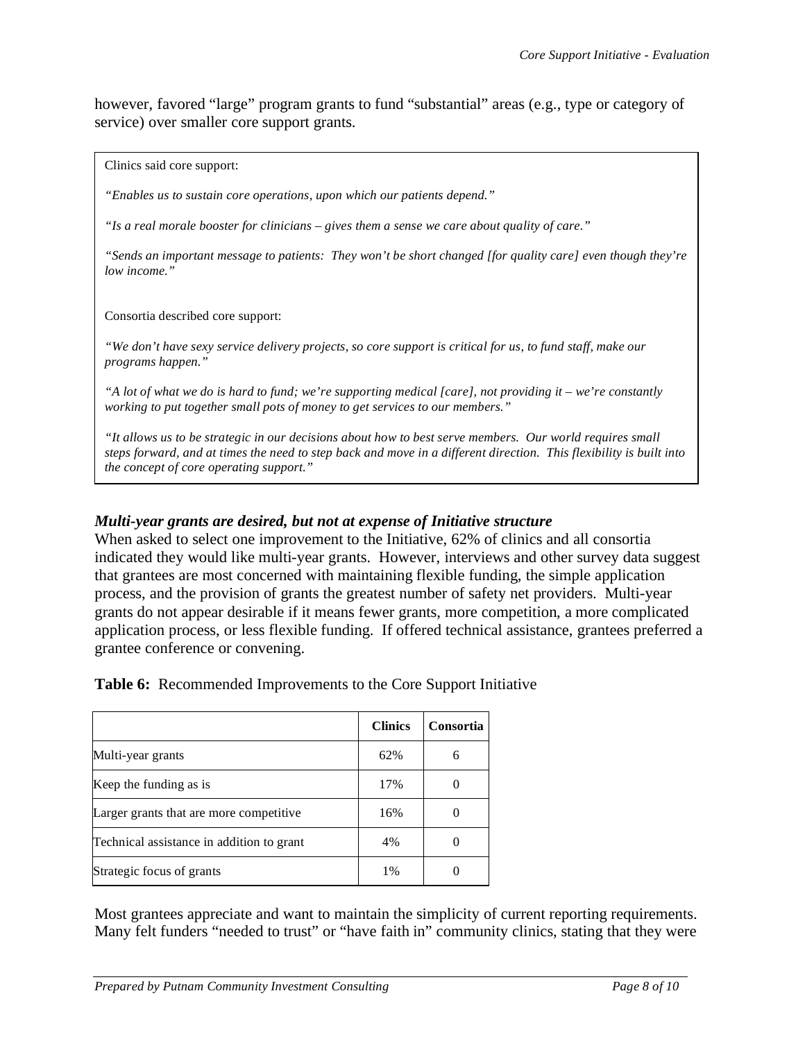however, favored "large" program grants to fund "substantial" areas (e.g., type or category of service) over smaller core support grants.

> Clinics said core support:
>
> *"Enables us to sustain core operations, upon which our patients depend."*
>
> *"Is a real morale booster for clinicians – gives them a sense we care about quality of care."*
>
> *"Sends an important message to patients: They won't be short changed [for quality care] even though they're low income."*
>
> Consortia described core support:
>
> *"We don't have sexy service delivery projects, so core support is critical for us, to fund staff, make our programs happen."*
>
> *"A lot of what we do is hard to fund; we're supporting medical [care], not providing it – we're constantly working to put together small pots of money to get services to our members."*
>
> *"It allows us to be strategic in our decisions about how to best serve members. Our world requires small steps forward, and at times the need to step back and move in a different direction. This flexibility is built into the concept of core operating support."*

### *Multi-year grants are desired, but not at expense of Initiative structure*

When asked to select one improvement to the Initiative, 62% of clinics and all consortia indicated they would like multi-year grants. However, interviews and other survey data suggest that grantees are most concerned with maintaining flexible funding, the simple application process, and the provision of grants the greatest number of safety net providers. Multi-year grants do not appear desirable if it means fewer grants, more competition, a more complicated application process, or less flexible funding. If offered technical assistance, grantees preferred a grantee conference or convening.

**Table 6:** Recommended Improvements to the Core Support Initiative

| | Clinics | Consortia |
|---|---|---|
| Multi-year grants | 62% | 6 |
| Keep the funding as is | 17% | 0 |
| Larger grants that are more competitive | 16% | 0 |
| Technical assistance in addition to grant | 4% | 0 |
| Strategic focus of grants | 1% | 0 |

Most grantees appreciate and want to maintain the simplicity of current reporting requirements. Many felt funders "needed to trust" or "have faith in" community clinics, stating that they were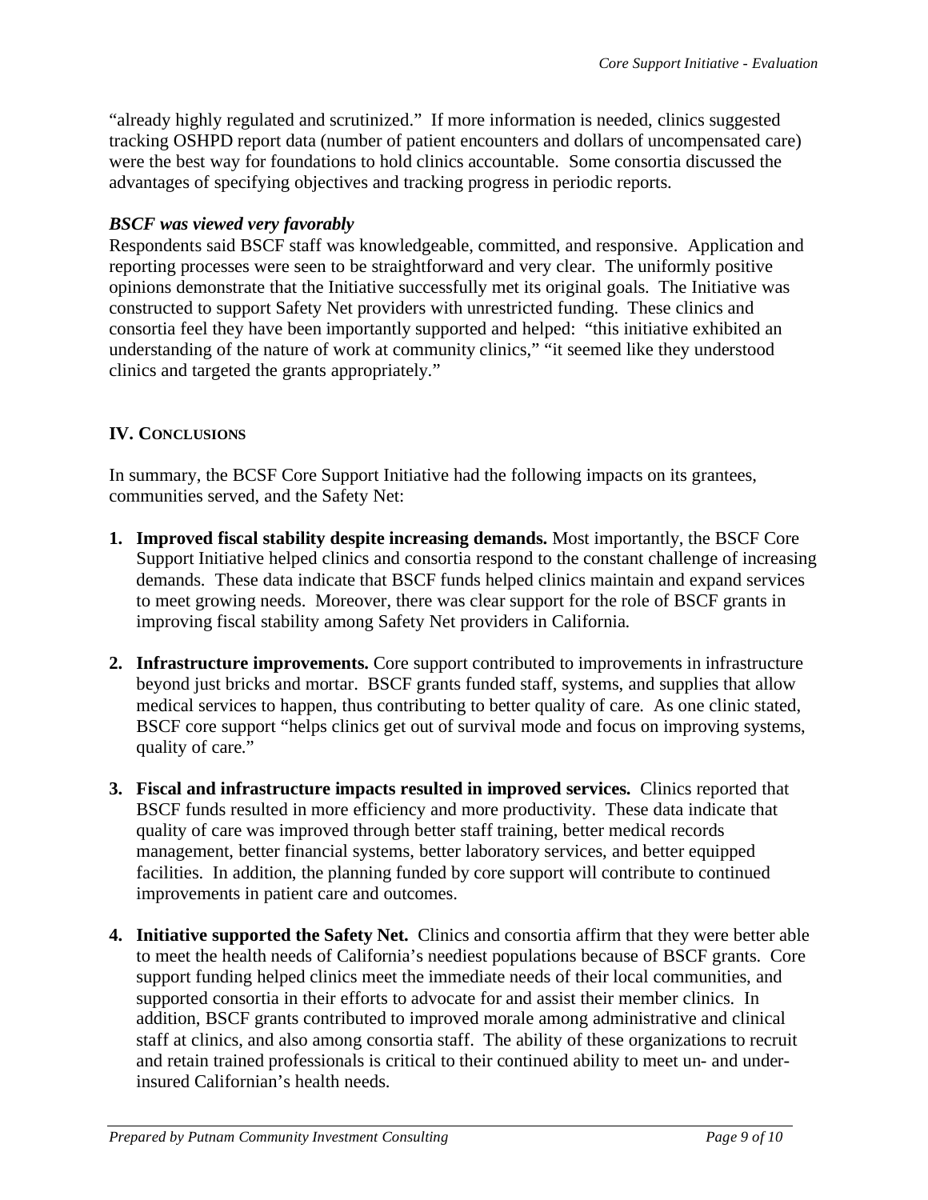"already highly regulated and scrutinized." If more information is needed, clinics suggested tracking OSHPD report data (number of patient encounters and dollars of uncompensated care) were the best way for foundations to hold clinics accountable. Some consortia discussed the advantages of specifying objectives and tracking progress in periodic reports.

***BSCF was viewed very favorably***

Respondents said BSCF staff was knowledgeable, committed, and responsive. Application and reporting processes were seen to be straightforward and very clear. The uniformly positive opinions demonstrate that the Initiative successfully met its original goals. The Initiative was constructed to support Safety Net providers with unrestricted funding. These clinics and consortia feel they have been importantly supported and helped: "this initiative exhibited an understanding of the nature of work at community clinics," "it seemed like they understood clinics and targeted the grants appropriately."

## IV. CONCLUSIONS

In summary, the BCSF Core Support Initiative had the following impacts on its grantees, communities served, and the Safety Net:

1. **Improved fiscal stability despite increasing demands.** Most importantly, the BSCF Core Support Initiative helped clinics and consortia respond to the constant challenge of increasing demands. These data indicate that BSCF funds helped clinics maintain and expand services to meet growing needs. Moreover, there was clear support for the role of BSCF grants in improving fiscal stability among Safety Net providers in California.

2. **Infrastructure improvements.** Core support contributed to improvements in infrastructure beyond just bricks and mortar. BSCF grants funded staff, systems, and supplies that allow medical services to happen, thus contributing to better quality of care. As one clinic stated, BSCF core support "helps clinics get out of survival mode and focus on improving systems, quality of care."

3. **Fiscal and infrastructure impacts resulted in improved services.** Clinics reported that BSCF funds resulted in more efficiency and more productivity. These data indicate that quality of care was improved through better staff training, better medical records management, better financial systems, better laboratory services, and better equipped facilities. In addition, the planning funded by core support will contribute to continued improvements in patient care and outcomes.

4. **Initiative supported the Safety Net.** Clinics and consortia affirm that they were better able to meet the health needs of California's neediest populations because of BSCF grants. Core support funding helped clinics meet the immediate needs of their local communities, and supported consortia in their efforts to advocate for and assist their member clinics. In addition, BSCF grants contributed to improved morale among administrative and clinical staff at clinics, and also among consortia staff. The ability of these organizations to recruit and retain trained professionals is critical to their continued ability to meet un- and under-insured Californian's health needs.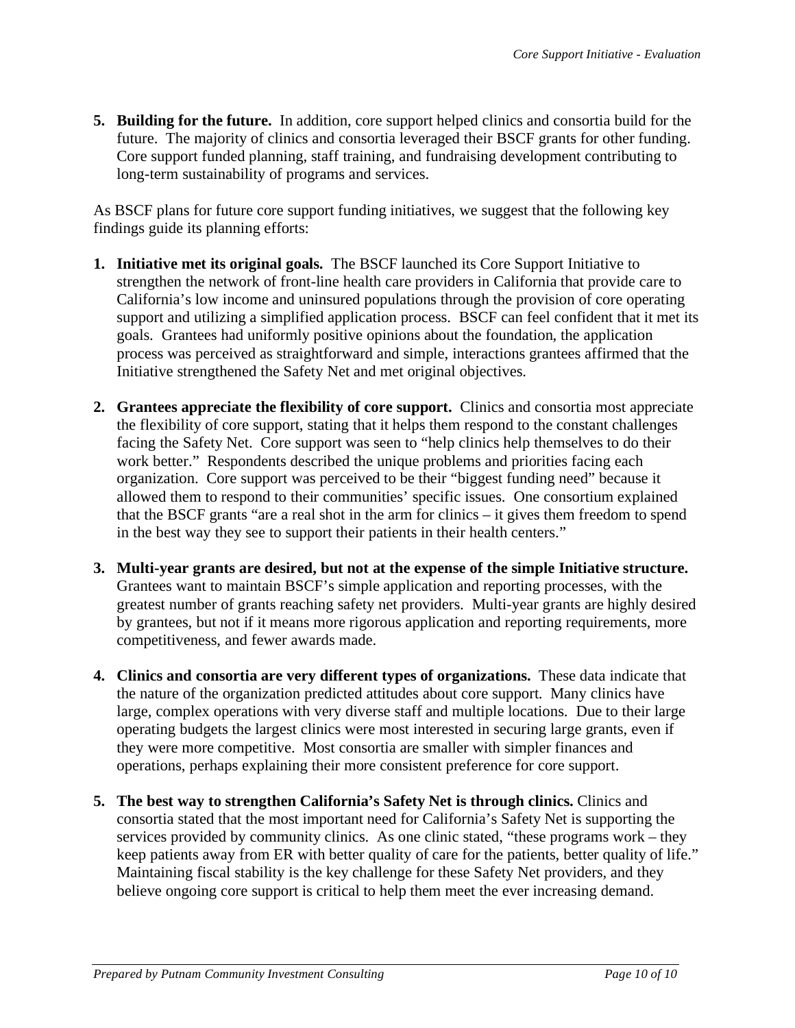5. **Building for the future.** In addition, core support helped clinics and consortia build for the future. The majority of clinics and consortia leveraged their BSCF grants for other funding. Core support funded planning, staff training, and fundraising development contributing to long-term sustainability of programs and services.

As BSCF plans for future core support funding initiatives, we suggest that the following key findings guide its planning efforts:

1. **Initiative met its original goals.** The BSCF launched its Core Support Initiative to strengthen the network of front-line health care providers in California that provide care to California's low income and uninsured populations through the provision of core operating support and utilizing a simplified application process. BSCF can feel confident that it met its goals. Grantees had uniformly positive opinions about the foundation, the application process was perceived as straightforward and simple, interactions grantees affirmed that the Initiative strengthened the Safety Net and met original objectives.

2. **Grantees appreciate the flexibility of core support.** Clinics and consortia most appreciate the flexibility of core support, stating that it helps them respond to the constant challenges facing the Safety Net. Core support was seen to "help clinics help themselves to do their work better." Respondents described the unique problems and priorities facing each organization. Core support was perceived to be their "biggest funding need" because it allowed them to respond to their communities' specific issues. One consortium explained that the BSCF grants "are a real shot in the arm for clinics – it gives them freedom to spend in the best way they see to support their patients in their health centers."

3. **Multi-year grants are desired, but not at the expense of the simple Initiative structure.** Grantees want to maintain BSCF's simple application and reporting processes, with the greatest number of grants reaching safety net providers. Multi-year grants are highly desired by grantees, but not if it means more rigorous application and reporting requirements, more competitiveness, and fewer awards made.

4. **Clinics and consortia are very different types of organizations.** These data indicate that the nature of the organization predicted attitudes about core support. Many clinics have large, complex operations with very diverse staff and multiple locations. Due to their large operating budgets the largest clinics were most interested in securing large grants, even if they were more competitive. Most consortia are smaller with simpler finances and operations, perhaps explaining their more consistent preference for core support.

5. **The best way to strengthen California's Safety Net is through clinics.** Clinics and consortia stated that the most important need for California's Safety Net is supporting the services provided by community clinics. As one clinic stated, "these programs work – they keep patients away from ER with better quality of care for the patients, better quality of life." Maintaining fiscal stability is the key challenge for these Safety Net providers, and they believe ongoing core support is critical to help them meet the ever increasing demand.